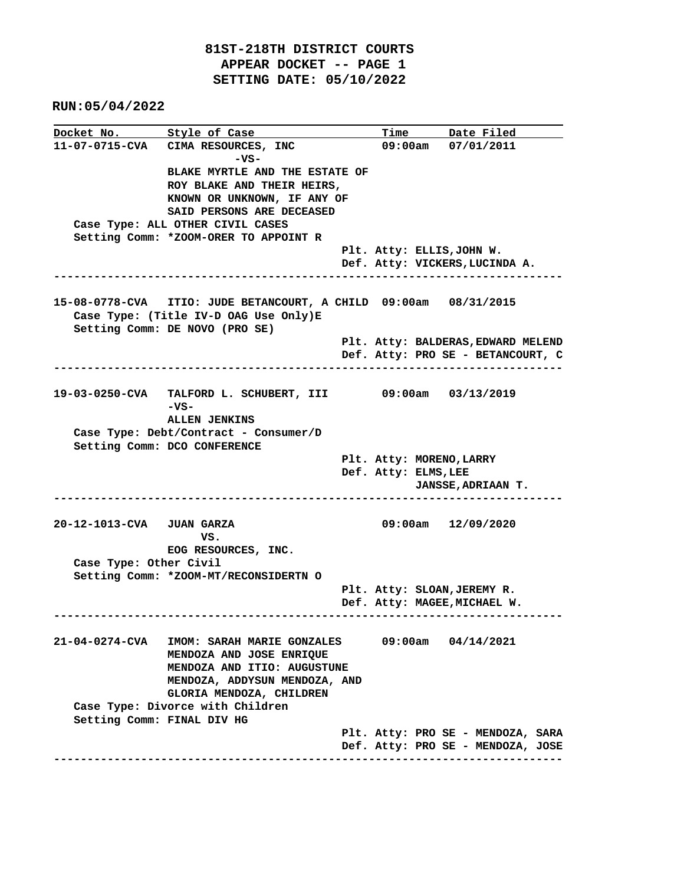**81ST-218TH DISTRICT COURTS**
**APPEAR DOCKET -- PAGE 1**
**SETTING DATE: 05/10/2022**

**RUN:05/04/2022**

| Docket No. | Style of Case | Time | Date Filed |
|---|---|---|---|
| 11-07-0715-CVA | CIMA RESOURCES, INC -VS- BLAKE MYRTLE AND THE ESTATE OF ROY BLAKE AND THEIR HEIRS, KNOWN OR UNKNOWN, IF ANY OF SAID PERSONS ARE DECEASED | 09:00am | 07/01/2011 |

Case Type: ALL OTHER CIVIL CASES
Setting Comm: *ZOOM-ORER TO APPOINT R
Plt. Atty: ELLIS,JOHN W.
Def. Atty: VICKERS,LUCINDA A.

---

| Docket No. | Style of Case | Time | Date Filed |
|---|---|---|---|
| 15-08-0778-CVA | ITIO: JUDE BETANCOURT, A CHILD | 09:00am | 08/31/2015 |

Case Type: (Title IV-D OAG Use Only)E
Setting Comm: DE NOVO (PRO SE)
Plt. Atty: BALDERAS,EDWARD MELEND
Def. Atty: PRO SE - BETANCOURT, C

---

| Docket No. | Style of Case | Time | Date Filed |
|---|---|---|---|
| 19-03-0250-CVA | TALFORD L. SCHUBERT, III -VS- ALLEN JENKINS | 09:00am | 03/13/2019 |

Case Type: Debt/Contract - Consumer/D
Setting Comm: DCO CONFERENCE
Plt. Atty: MORENO,LARRY
Def. Atty: ELMS,LEE
JANSSE,ADRIAAN T.

---

| Docket No. | Style of Case | Time | Date Filed |
|---|---|---|---|
| 20-12-1013-CVA | JUAN GARZA VS. EOG RESOURCES, INC. | 09:00am | 12/09/2020 |

Case Type: Other Civil
Setting Comm: *ZOOM-MT/RECONSIDERTN O
Plt. Atty: SLOAN,JEREMY R.
Def. Atty: MAGEE,MICHAEL W.

---

| Docket No. | Style of Case | Time | Date Filed |
|---|---|---|---|
| 21-04-0274-CVA | IMOM: SARAH MARIE GONZALES MENDOZA AND JOSE ENRIQUE MENDOZA AND ITIO: AUGUSTUNE MENDOZA, ADDYSUN MENDOZA, AND GLORIA MENDOZA, CHILDREN | 09:00am | 04/14/2021 |

Case Type: Divorce with Children
Setting Comm: FINAL DIV HG
Plt. Atty: PRO SE - MENDOZA, SARA
Def. Atty: PRO SE - MENDOZA, JOSE

---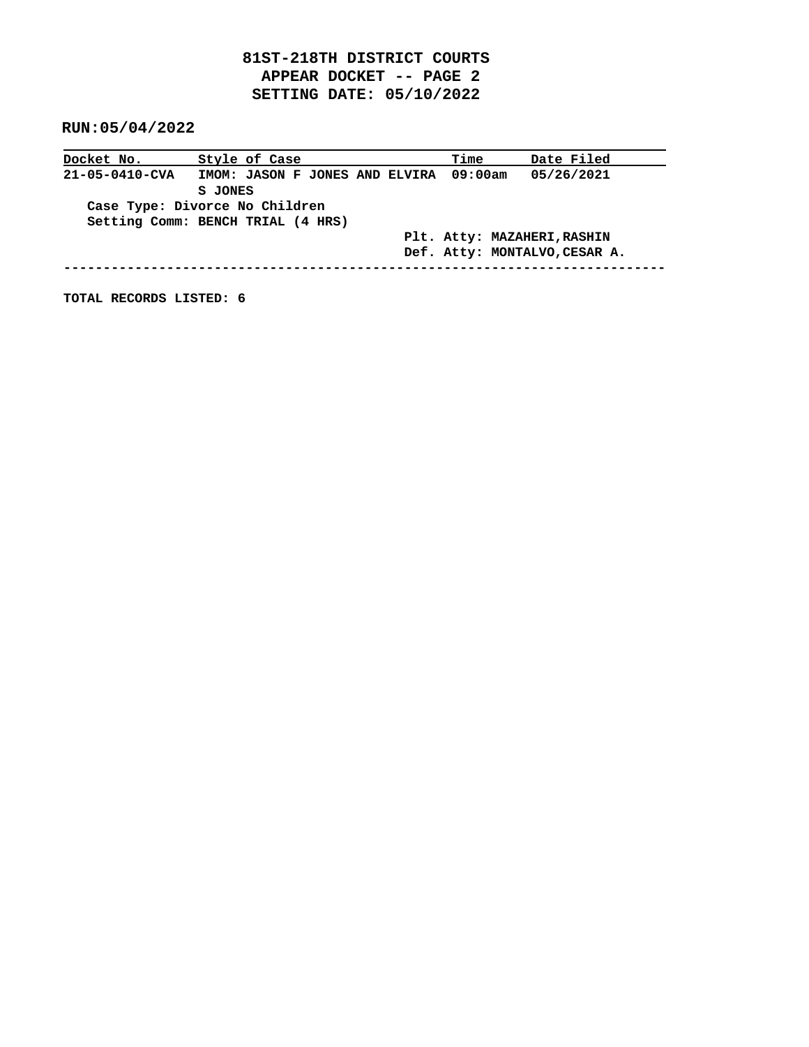**81ST-218TH DISTRICT COURTS**
**APPEAR DOCKET -- PAGE 2**
**SETTING DATE: 05/10/2022**

**RUN:05/04/2022**

| Docket No. | Style of Case | Time | Date Filed |
|---|---|---|---|
| 21-05-0410-CVA | IMOM: JASON F JONES AND ELVIRA S JONES | 09:00am | 05/26/2021 |

Case Type: Divorce No Children
Setting Comm: BENCH TRIAL (4 HRS)

Plt. Atty: MAZAHERI,RASHIN
Def. Atty: MONTALVO,CESAR A.

---

**TOTAL RECORDS LISTED: 6**